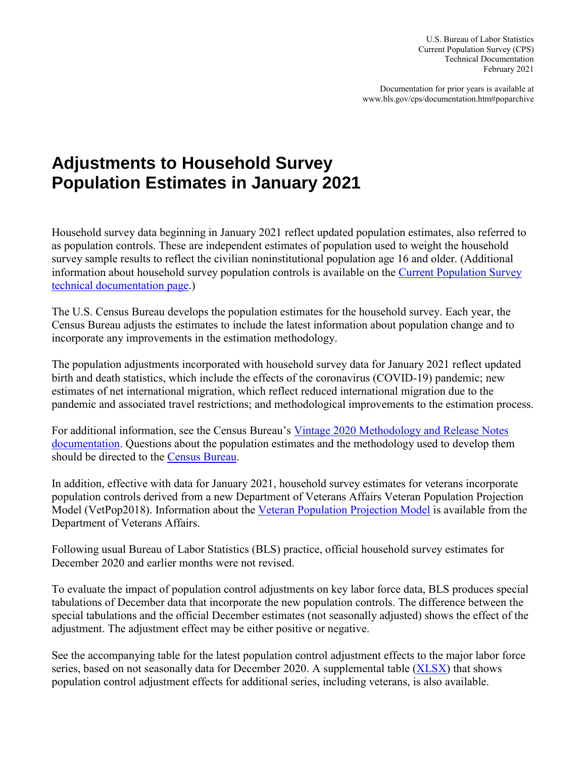U.S. Bureau of Labor Statistics
Current Population Survey (CPS)
Technical Documentation
February 2021

Documentation for prior years is available at
www.bls.gov/cps/documentation.htm#poparchive

# Adjustments to Household Survey Population Estimates in January 2021

Household survey data beginning in January 2021 reflect updated population estimates, also referred to as population controls. These are independent estimates of population used to weight the household survey sample results to reflect the civilian noninstitutional population age 16 and older. (Additional information about household survey population controls is available on the Current Population Survey technical documentation page.)

The U.S. Census Bureau develops the population estimates for the household survey. Each year, the Census Bureau adjusts the estimates to include the latest information about population change and to incorporate any improvements in the estimation methodology.

The population adjustments incorporated with household survey data for January 2021 reflect updated birth and death statistics, which include the effects of the coronavirus (COVID-19) pandemic; new estimates of net international migration, which reflect reduced international migration due to the pandemic and associated travel restrictions; and methodological improvements to the estimation process.

For additional information, see the Census Bureau's Vintage 2020 Methodology and Release Notes documentation. Questions about the population estimates and the methodology used to develop them should be directed to the Census Bureau.

In addition, effective with data for January 2021, household survey estimates for veterans incorporate population controls derived from a new Department of Veterans Affairs Veteran Population Projection Model (VetPop2018). Information about the Veteran Population Projection Model is available from the Department of Veterans Affairs.

Following usual Bureau of Labor Statistics (BLS) practice, official household survey estimates for December 2020 and earlier months were not revised.

To evaluate the impact of population control adjustments on key labor force data, BLS produces special tabulations of December data that incorporate the new population controls. The difference between the special tabulations and the official December estimates (not seasonally adjusted) shows the effect of the adjustment. The adjustment effect may be either positive or negative.

See the accompanying table for the latest population control adjustment effects to the major labor force series, based on not seasonally data for December 2020. A supplemental table (XLSX) that shows population control adjustment effects for additional series, including veterans, is also available.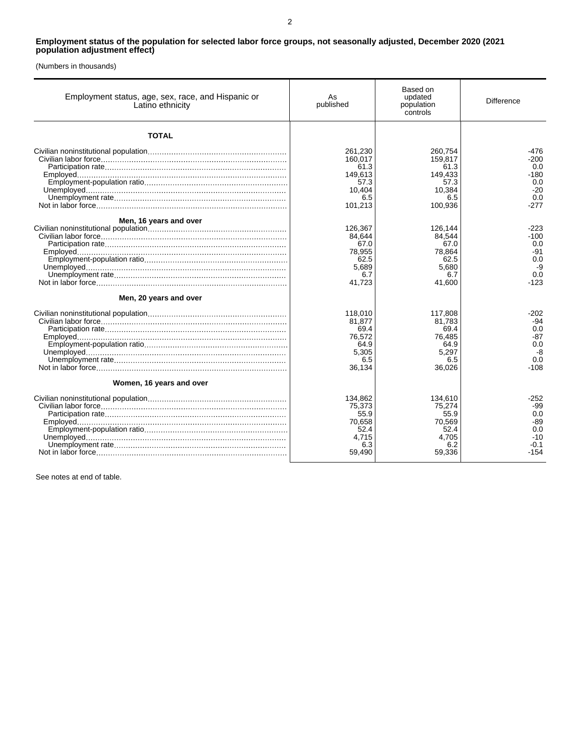**Employment status of the population for selected labor force groups, not seasonally adjusted, December 2020 (2021 population adjustment effect)**

(Numbers in thousands)

| Employment status, age, sex, race, and Hispanic or Latino ethnicity | As published | Based on updated population controls | Difference |
|---|---|---|---|
| **TOTAL** | | | |
| Civilian noninstitutional population | 261,230 | 260,754 | -476 |
| Civilian labor force | 160,017 | 159,817 | -200 |
| Participation rate | 61.3 | 61.3 | 0.0 |
| Employed | 149,613 | 149,433 | -180 |
| Employment-population ratio | 57.3 | 57.3 | 0.0 |
| Unemployed | 10,404 | 10,384 | -20 |
| Unemployment rate | 6.5 | 6.5 | 0.0 |
| Not in labor force | 101,213 | 100,936 | -277 |
| **Men, 16 years and over** | | | |
| Civilian noninstitutional population | 126,367 | 126,144 | -223 |
| Civilian labor force | 84,644 | 84,544 | -100 |
| Participation rate | 67.0 | 67.0 | 0.0 |
| Employed | 78,955 | 78,864 | -91 |
| Employment-population ratio | 62.5 | 62.5 | 0.0 |
| Unemployed | 5,689 | 5,680 | -9 |
| Unemployment rate | 6.7 | 6.7 | 0.0 |
| Not in labor force | 41,723 | 41,600 | -123 |
| **Men, 20 years and over** | | | |
| Civilian noninstitutional population | 118,010 | 117,808 | -202 |
| Civilian labor force | 81,877 | 81,783 | -94 |
| Participation rate | 69.4 | 69.4 | 0.0 |
| Employed | 76,572 | 76,485 | -87 |
| Employment-population ratio | 64.9 | 64.9 | 0.0 |
| Unemployed | 5,305 | 5,297 | -8 |
| Unemployment rate | 6.5 | 6.5 | 0.0 |
| Not in labor force | 36,134 | 36,026 | -108 |
| **Women, 16 years and over** | | | |
| Civilian noninstitutional population | 134,862 | 134,610 | -252 |
| Civilian labor force | 75,373 | 75,274 | -99 |
| Participation rate | 55.9 | 55.9 | 0.0 |
| Employed | 70,658 | 70,569 | -89 |
| Employment-population ratio | 52.4 | 52.4 | 0.0 |
| Unemployed | 4,715 | 4,705 | -10 |
| Unemployment rate | 6.3 | 6.2 | -0.1 |
| Not in labor force | 59,490 | 59,336 | -154 |

See notes at end of table.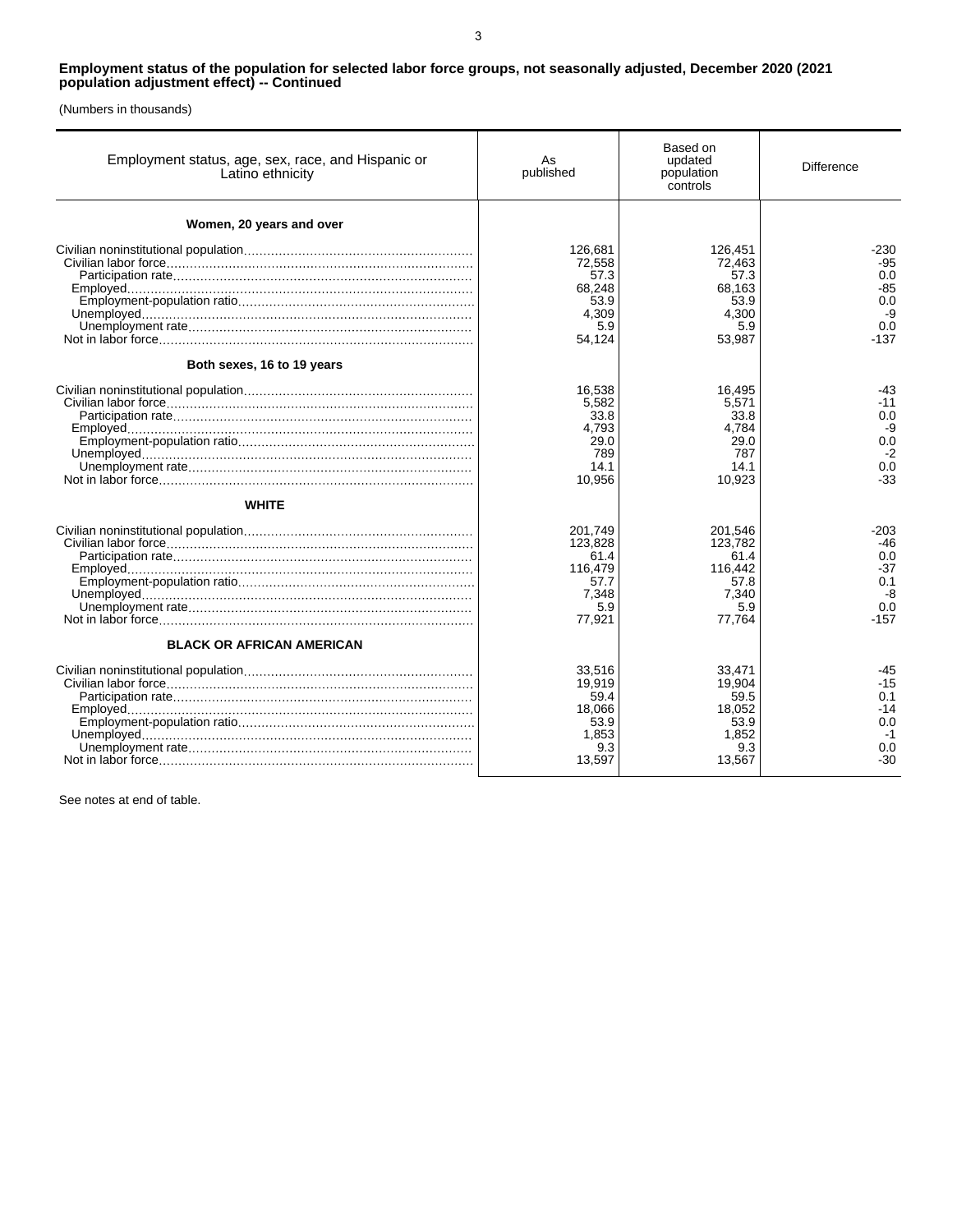**Employment status of the population for selected labor force groups, not seasonally adjusted, December 2020 (2021 population adjustment effect) -- Continued**

(Numbers in thousands)

| Employment status, age, sex, race, and Hispanic or Latino ethnicity | As published | Based on updated population controls | Difference |
|---|---|---|---|
| **Women, 20 years and over** | | | |
| Civilian noninstitutional population | 126,681 | 126,451 | -230 |
| Civilian labor force | 72,558 | 72,463 | -95 |
| Participation rate | 57.3 | 57.3 | 0.0 |
| Employed | 68,248 | 68,163 | -85 |
| Employment-population ratio | 53.9 | 53.9 | 0.0 |
| Unemployed | 4,309 | 4,300 | -9 |
| Unemployment rate | 5.9 | 5.9 | 0.0 |
| Not in labor force | 54,124 | 53,987 | -137 |
| **Both sexes, 16 to 19 years** | | | |
| Civilian noninstitutional population | 16,538 | 16,495 | -43 |
| Civilian labor force | 5,582 | 5,571 | -11 |
| Participation rate | 33.8 | 33.8 | 0.0 |
| Employed | 4,793 | 4,784 | -9 |
| Employment-population ratio | 29.0 | 29.0 | 0.0 |
| Unemployed | 789 | 787 | -2 |
| Unemployment rate | 14.1 | 14.1 | 0.0 |
| Not in labor force | 10,956 | 10,923 | -33 |
| **WHITE** | | | |
| Civilian noninstitutional population | 201,749 | 201,546 | -203 |
| Civilian labor force | 123,828 | 123,782 | -46 |
| Participation rate | 61.4 | 61.4 | 0.0 |
| Employed | 116,479 | 116,442 | -37 |
| Employment-population ratio | 57.7 | 57.8 | 0.1 |
| Unemployed | 7,348 | 7,340 | -8 |
| Unemployment rate | 5.9 | 5.9 | 0.0 |
| Not in labor force | 77,921 | 77,764 | -157 |
| **BLACK OR AFRICAN AMERICAN** | | | |
| Civilian noninstitutional population | 33,516 | 33,471 | -45 |
| Civilian labor force | 19,919 | 19,904 | -15 |
| Participation rate | 59.4 | 59.5 | 0.1 |
| Employed | 18,066 | 18,052 | -14 |
| Employment-population ratio | 53.9 | 53.9 | 0.0 |
| Unemployed | 1,853 | 1,852 | -1 |
| Unemployment rate | 9.3 | 9.3 | 0.0 |
| Not in labor force | 13,597 | 13,567 | -30 |

See notes at end of table.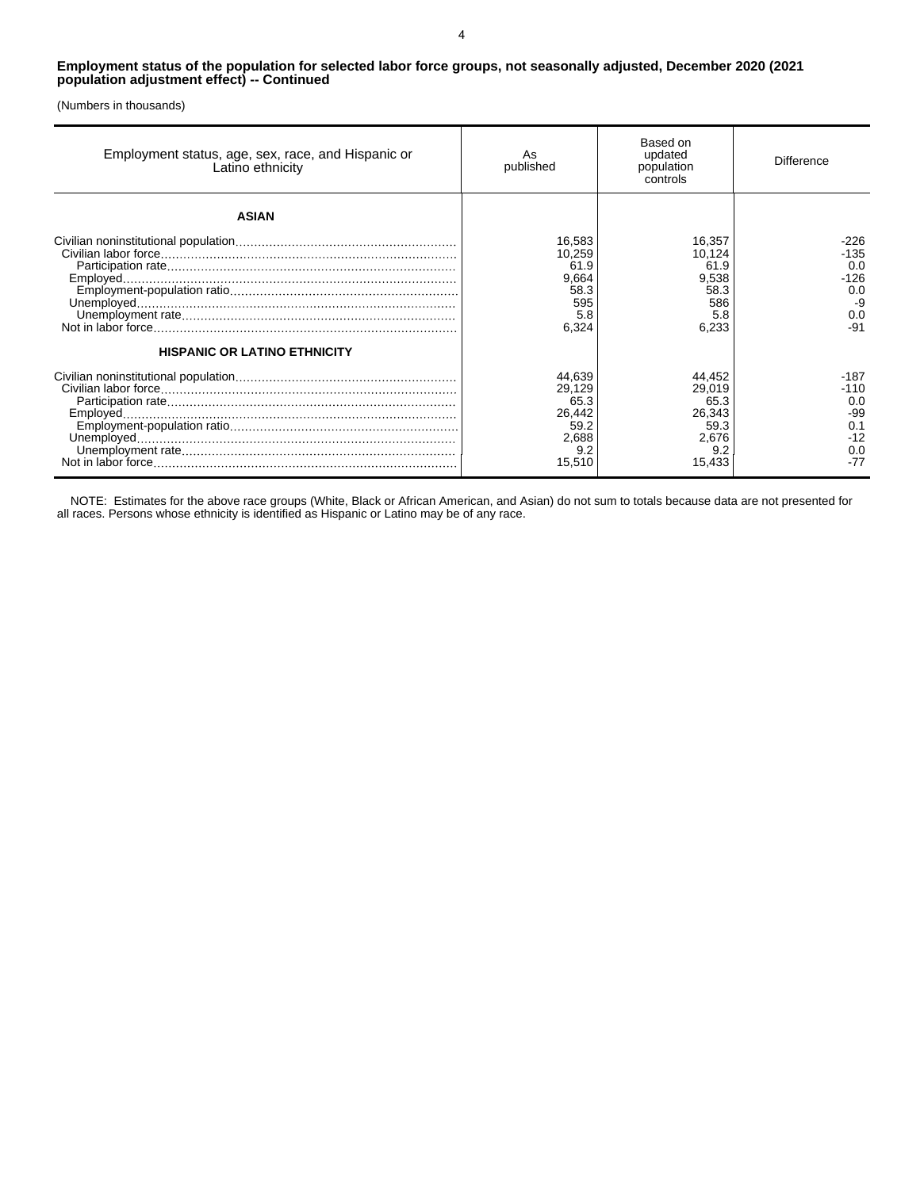**Employment status of the population for selected labor force groups, not seasonally adjusted, December 2020 (2021 population adjustment effect) -- Continued**

(Numbers in thousands)

| Employment status, age, sex, race, and Hispanic or Latino ethnicity | As published | Based on updated population controls | Difference |
|---|---|---|---|
| **ASIAN** | | | |
| Civilian noninstitutional population | 16,583 | 16,357 | -226 |
| Civilian labor force | 10,259 | 10,124 | -135 |
| Participation rate | 61.9 | 61.9 | 0.0 |
| Employed | 9,664 | 9,538 | -126 |
| Employment-population ratio | 58.3 | 58.3 | 0.0 |
| Unemployed | 595 | 586 | -9 |
| Unemployment rate | 5.8 | 5.8 | 0.0 |
| Not in labor force | 6,324 | 6,233 | -91 |
| **HISPANIC OR LATINO ETHNICITY** | | | |
| Civilian noninstitutional population | 44,639 | 44,452 | -187 |
| Civilian labor force | 29,129 | 29,019 | -110 |
| Participation rate | 65.3 | 65.3 | 0.0 |
| Employed | 26,442 | 26,343 | -99 |
| Employment-population ratio | 59.2 | 59.3 | 0.1 |
| Unemployed | 2,688 | 2,676 | -12 |
| Unemployment rate | 9.2 | 9.2 | 0.0 |
| Not in labor force | 15,510 | 15,433 | -77 |

NOTE: Estimates for the above race groups (White, Black or African American, and Asian) do not sum to totals because data are not presented for all races. Persons whose ethnicity is identified as Hispanic or Latino may be of any race.